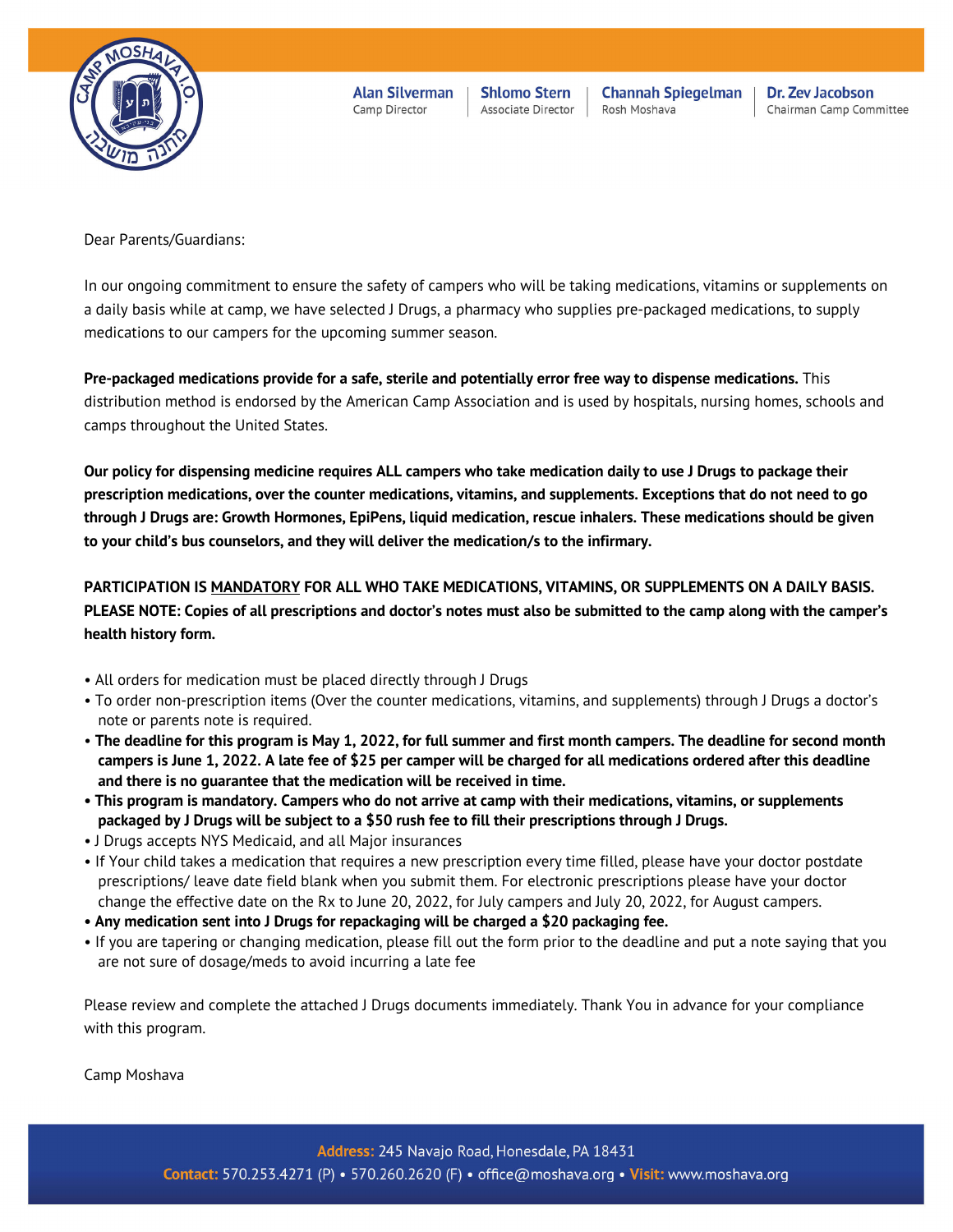Alan Silverman
Camp Director

Shlomo Stern
Associate Director

Channah Spiegelman
Rosh Moshava

Dr. Zev Jacobson
Chairman Camp Committee

Dear Parents/Guardians:

In our ongoing commitment to ensure the safety of campers who will be taking medications, vitamins or supplements on a daily basis while at camp, we have selected J Drugs, a pharmacy who supplies pre-packaged medications, to supply medications to our campers for the upcoming summer season.

**Pre-packaged medications provide for a safe, sterile and potentially error free way to dispense medications.** This distribution method is endorsed by the American Camp Association and is used by hospitals, nursing homes, schools and camps throughout the United States.

**Our policy for dispensing medicine requires ALL campers who take medication daily to use J Drugs to package their prescription medications, over the counter medications, vitamins, and supplements. Exceptions that do not need to go through J Drugs are: Growth Hormones, EpiPens, liquid medication, rescue inhalers. These medications should be given to your child's bus counselors, and they will deliver the medication/s to the infirmary.**

**PARTICIPATION IS <u>MANDATORY</u> FOR ALL WHO TAKE MEDICATIONS, VITAMINS, OR SUPPLEMENTS ON A DAILY BASIS. PLEASE NOTE: Copies of all prescriptions and doctor's notes must also be submitted to the camp along with the camper's health history form.**

- All orders for medication must be placed directly through J Drugs
- To order non-prescription items (Over the counter medications, vitamins, and supplements) through J Drugs a doctor's note or parents note is required.
- **The deadline for this program is May 1, 2022, for full summer and first month campers. The deadline for second month campers is June 1, 2022. A late fee of $25 per camper will be charged for all medications ordered after this deadline and there is no guarantee that the medication will be received in time.**
- **This program is mandatory. Campers who do not arrive at camp with their medications, vitamins, or supplements packaged by J Drugs will be subject to a $50 rush fee to fill their prescriptions through J Drugs.**
- J Drugs accepts NYS Medicaid, and all Major insurances
- If Your child takes a medication that requires a new prescription every time filled, please have your doctor postdate prescriptions/ leave date field blank when you submit them. For electronic prescriptions please have your doctor change the effective date on the Rx to June 20, 2022, for July campers and July 20, 2022, for August campers.
- **Any medication sent into J Drugs for repackaging will be charged a $20 packaging fee.**
- If you are tapering or changing medication, please fill out the form prior to the deadline and put a note saying that you are not sure of dosage/meds to avoid incurring a late fee

Please review and complete the attached J Drugs documents immediately. Thank You in advance for your compliance with this program.

Camp Moshava

**Address:** 245 Navajo Road, Honesdale, PA 18431
**Contact:** 570.253.4271 (P) • 570.260.2620 (F) • office@moshava.org • **Visit:** www.moshava.org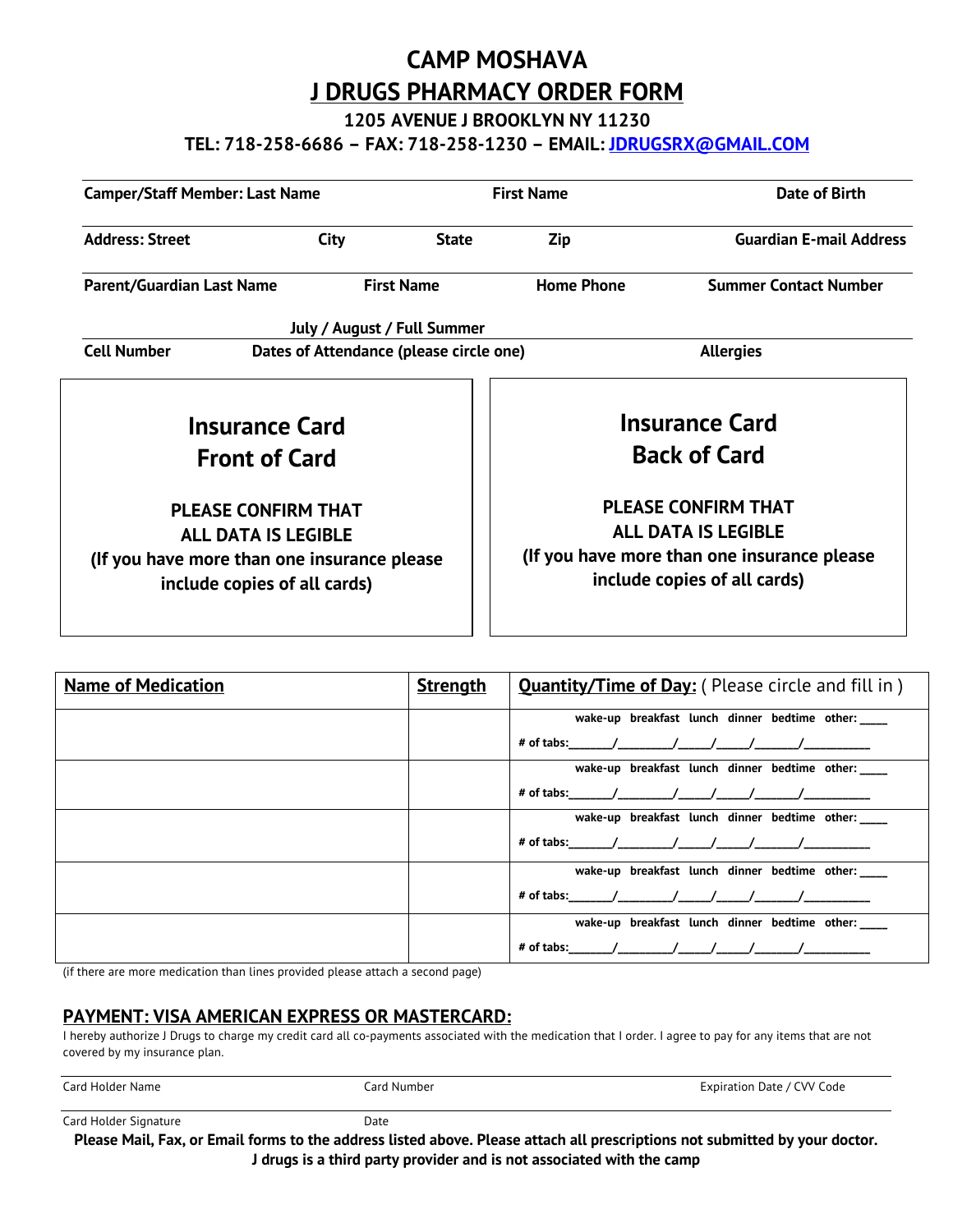# CAMP MOSHAVA

## J DRUGS PHARMACY ORDER FORM

**1205 AVENUE J BROOKLYN NY 11230**

**TEL: 718-258-6686 – FAX: 718-258-1230 – EMAIL: JDRUGSRX@GMAIL.COM**

| Camper/Staff Member: Last Name | | First Name | | Date of Birth |
|---|---|---|---|---|
| **Address: Street** | **City** | **State** | **Zip** | **Guardian E-mail Address** |
| **Parent/Guardian Last Name** | **First Name** | | **Home Phone** | **Summer Contact Number** |

**July / August / Full Summer**

| Cell Number | Dates of Attendance (please circle one) | Allergies |
|---|---|---|

| Insurance Card Front of Card | Insurance Card Back of Card |
|---|---|
| PLEASE CONFIRM THAT ALL DATA IS LEGIBLE (If you have more than one insurance please include copies of all cards) | PLEASE CONFIRM THAT ALL DATA IS LEGIBLE (If you have more than one insurance please include copies of all cards) |

| Name of Medication | Strength | Quantity/Time of Day: ( Please circle and fill in ) |
|---|---|---|
| | | wake-up breakfast lunch dinner bedtime other: ____ <br> # of tabs:_______/_________/_____/_____/_______/__________ |
| | | wake-up breakfast lunch dinner bedtime other: ____ <br> # of tabs:_______/_________/_____/_____/_______/__________ |
| | | wake-up breakfast lunch dinner bedtime other: ____ <br> # of tabs:_______/_________/_____/_____/_______/__________ |
| | | wake-up breakfast lunch dinner bedtime other: ____ <br> # of tabs:_______/_________/_____/_____/_______/__________ |
| | | wake-up breakfast lunch dinner bedtime other: ____ <br> # of tabs:_______/_________/_____/_____/_______/__________ |

(if there are more medication than lines provided please attach a second page)

## PAYMENT: VISA AMERICAN EXPRESS OR MASTERCARD:

I hereby authorize J Drugs to charge my credit card all co-payments associated with the medication that I order. I agree to pay for any items that are not covered by my insurance plan.

| Card Holder Name | Card Number | Expiration Date / CVV Code |
|---|---|---|
| Card Holder Signature | Date | |

**Please Mail, Fax, or Email forms to the address listed above. Please attach all prescriptions not submitted by your doctor.**

**J drugs is a third party provider and is not associated with the camp**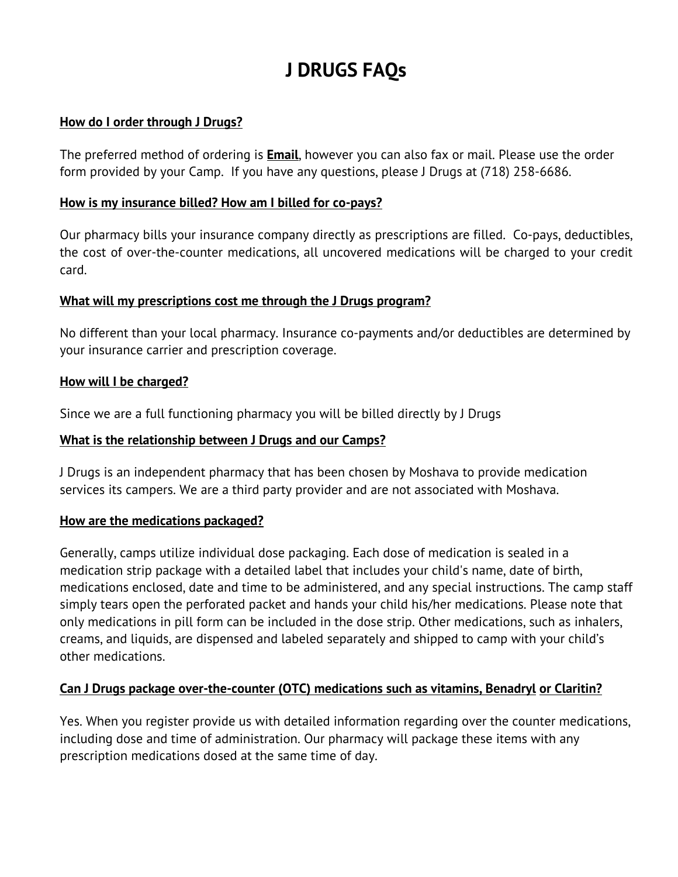# J DRUGS FAQs

**How do I order through J Drugs?**

The preferred method of ordering is **Email**, however you can also fax or mail. Please use the order form provided by your Camp. If you have any questions, please J Drugs at (718) 258-6686.

**How is my insurance billed? How am I billed for co-pays?**

Our pharmacy bills your insurance company directly as prescriptions are filled. Co-pays, deductibles, the cost of over-the-counter medications, all uncovered medications will be charged to your credit card.

**What will my prescriptions cost me through the J Drugs program?**

No different than your local pharmacy. Insurance co-payments and/or deductibles are determined by your insurance carrier and prescription coverage.

**How will I be charged?**

Since we are a full functioning pharmacy you will be billed directly by J Drugs

**What is the relationship between J Drugs and our Camps?**

J Drugs is an independent pharmacy that has been chosen by Moshava to provide medication services its campers. We are a third party provider and are not associated with Moshava.

**How are the medications packaged?**

Generally, camps utilize individual dose packaging. Each dose of medication is sealed in a medication strip package with a detailed label that includes your child's name, date of birth, medications enclosed, date and time to be administered, and any special instructions. The camp staff simply tears open the perforated packet and hands your child his/her medications. Please note that only medications in pill form can be included in the dose strip. Other medications, such as inhalers, creams, and liquids, are dispensed and labeled separately and shipped to camp with your child's other medications.

**Can J Drugs package over-the-counter (OTC) medications such as vitamins, Benadryl or Claritin?**

Yes. When you register provide us with detailed information regarding over the counter medications, including dose and time of administration. Our pharmacy will package these items with any prescription medications dosed at the same time of day.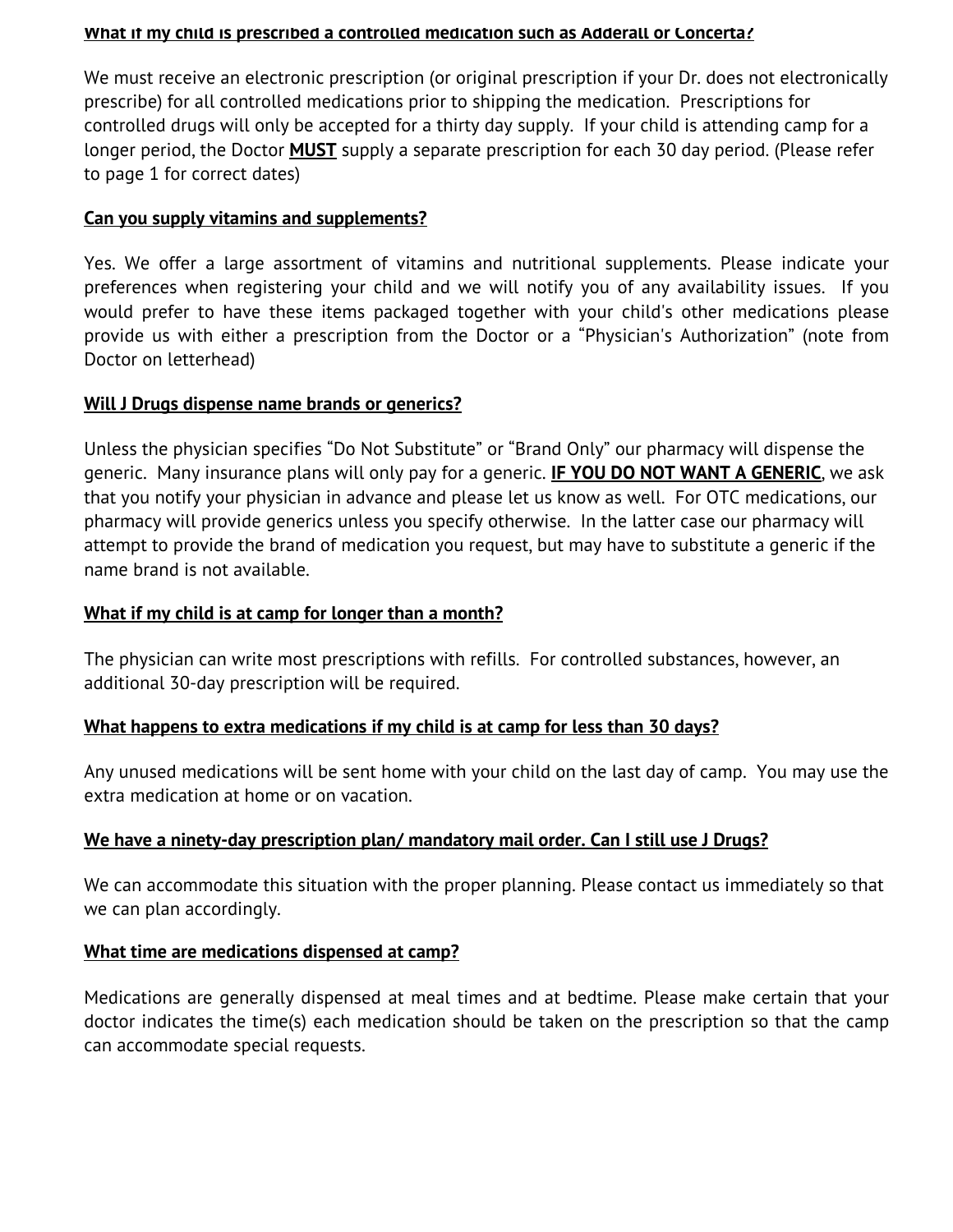**What if my child is prescribed a controlled medication such as Adderall or Concerta?**

We must receive an electronic prescription (or original prescription if your Dr. does not electronically prescribe) for all controlled medications prior to shipping the medication. Prescriptions for controlled drugs will only be accepted for a thirty day supply. If your child is attending camp for a longer period, the Doctor **MUST** supply a separate prescription for each 30 day period. (Please refer to page 1 for correct dates)

**Can you supply vitamins and supplements?**

Yes. We offer a large assortment of vitamins and nutritional supplements. Please indicate your preferences when registering your child and we will notify you of any availability issues. If you would prefer to have these items packaged together with your child's other medications please provide us with either a prescription from the Doctor or a “Physician's Authorization” (note from Doctor on letterhead)

**Will J Drugs dispense name brands or generics?**

Unless the physician specifies “Do Not Substitute” or “Brand Only” our pharmacy will dispense the generic. Many insurance plans will only pay for a generic. **IF YOU DO NOT WANT A GENERIC**, we ask that you notify your physician in advance and please let us know as well. For OTC medications, our pharmacy will provide generics unless you specify otherwise. In the latter case our pharmacy will attempt to provide the brand of medication you request, but may have to substitute a generic if the name brand is not available.

**What if my child is at camp for longer than a month?**

The physician can write most prescriptions with refills. For controlled substances, however, an additional 30-day prescription will be required.

**What happens to extra medications if my child is at camp for less than 30 days?**

Any unused medications will be sent home with your child on the last day of camp. You may use the extra medication at home or on vacation.

**We have a ninety-day prescription plan/ mandatory mail order. Can I still use J Drugs?**

We can accommodate this situation with the proper planning. Please contact us immediately so that we can plan accordingly.

**What time are medications dispensed at camp?**

Medications are generally dispensed at meal times and at bedtime. Please make certain that your doctor indicates the time(s) each medication should be taken on the prescription so that the camp can accommodate special requests.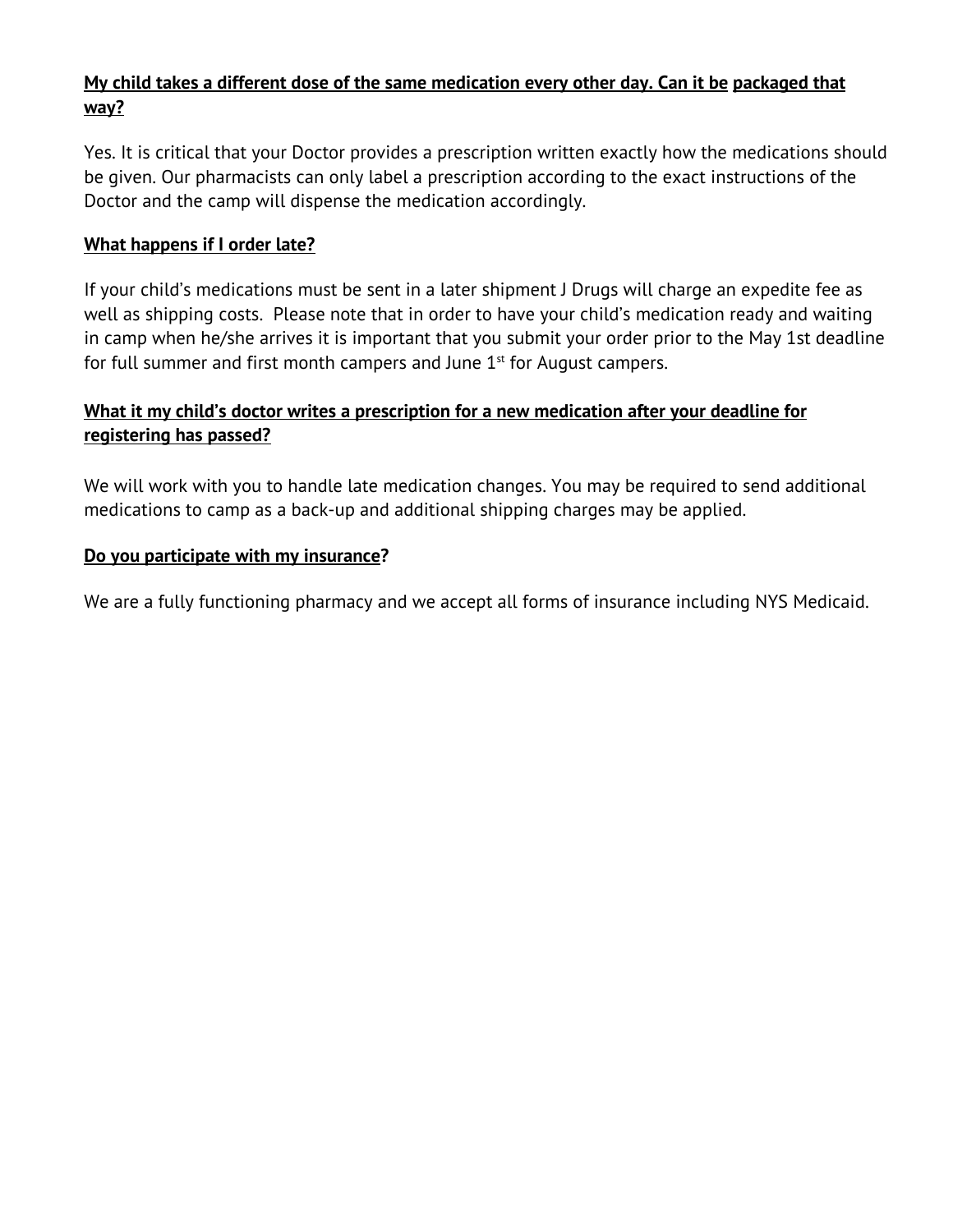**My child takes a different dose of the same medication every other day. Can it be packaged that way?**

Yes. It is critical that your Doctor provides a prescription written exactly how the medications should be given. Our pharmacists can only label a prescription according to the exact instructions of the Doctor and the camp will dispense the medication accordingly.

**What happens if I order late?**

If your child's medications must be sent in a later shipment J Drugs will charge an expedite fee as well as shipping costs. Please note that in order to have your child's medication ready and waiting in camp when he/she arrives it is important that you submit your order prior to the May 1st deadline for full summer and first month campers and June 1st for August campers.

**What it my child's doctor writes a prescription for a new medication after your deadline for registering has passed?**

We will work with you to handle late medication changes. You may be required to send additional medications to camp as a back-up and additional shipping charges may be applied.

**Do you participate with my insurance?**

We are a fully functioning pharmacy and we accept all forms of insurance including NYS Medicaid.